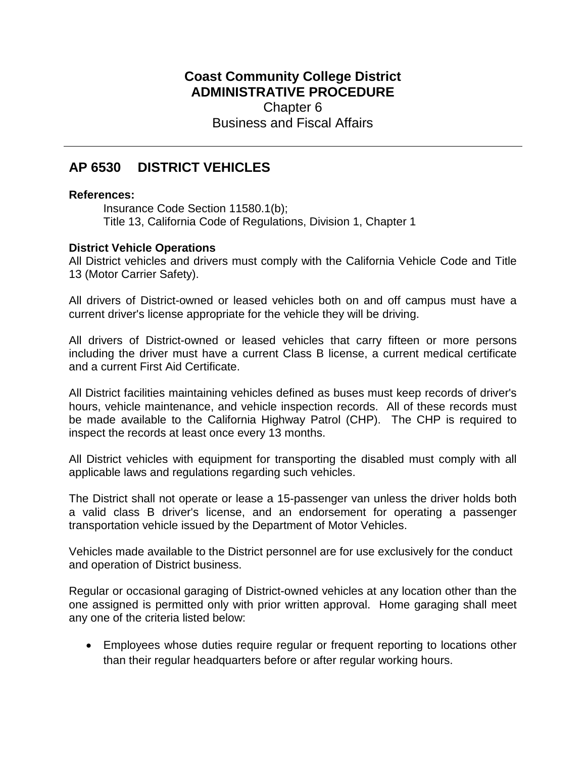# Coast Community College District
## ADMINISTRATIVE PROCEDURE

Chapter 6
Business and Fiscal Affairs

---

## AP 6530 DISTRICT VEHICLES

**References:**

Insurance Code Section 11580.1(b);
Title 13, California Code of Regulations, Division 1, Chapter 1

**District Vehicle Operations**

All District vehicles and drivers must comply with the California Vehicle Code and Title 13 (Motor Carrier Safety).

All drivers of District-owned or leased vehicles both on and off campus must have a current driver's license appropriate for the vehicle they will be driving.

All drivers of District-owned or leased vehicles that carry fifteen or more persons including the driver must have a current Class B license, a current medical certificate and a current First Aid Certificate.

All District facilities maintaining vehicles defined as buses must keep records of driver's hours, vehicle maintenance, and vehicle inspection records. All of these records must be made available to the California Highway Patrol (CHP). The CHP is required to inspect the records at least once every 13 months.

All District vehicles with equipment for transporting the disabled must comply with all applicable laws and regulations regarding such vehicles.

The District shall not operate or lease a 15-passenger van unless the driver holds both a valid class B driver's license, and an endorsement for operating a passenger transportation vehicle issued by the Department of Motor Vehicles.

Vehicles made available to the District personnel are for use exclusively for the conduct and operation of District business.

Regular or occasional garaging of District-owned vehicles at any location other than the one assigned is permitted only with prior written approval. Home garaging shall meet any one of the criteria listed below:

- Employees whose duties require regular or frequent reporting to locations other than their regular headquarters before or after regular working hours.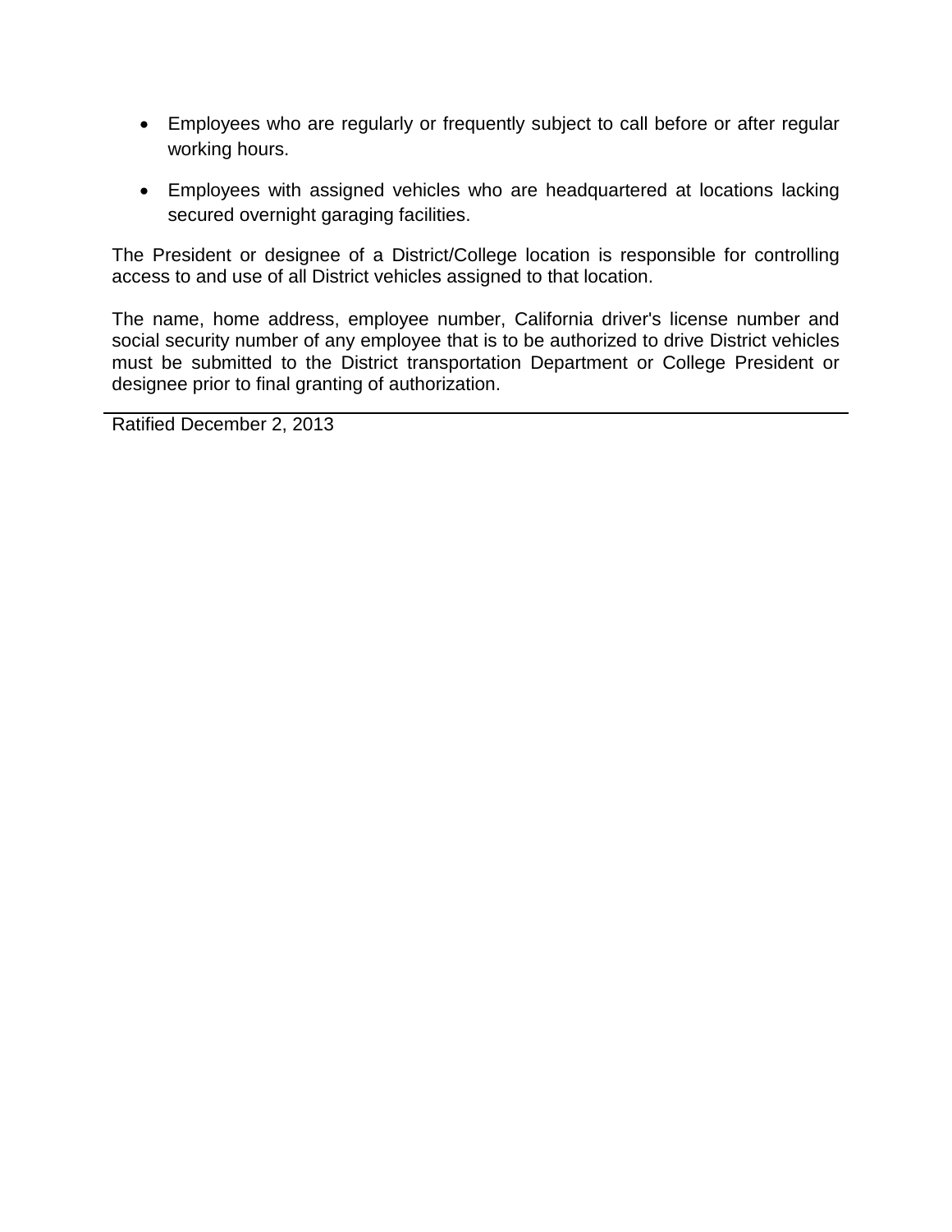- Employees who are regularly or frequently subject to call before or after regular working hours.
- Employees with assigned vehicles who are headquartered at locations lacking secured overnight garaging facilities.

The President or designee of a District/College location is responsible for controlling access to and use of all District vehicles assigned to that location.

The name, home address, employee number, California driver's license number and social security number of any employee that is to be authorized to drive District vehicles must be submitted to the District transportation Department or College President or designee prior to final granting of authorization.

---

Ratified December 2, 2013